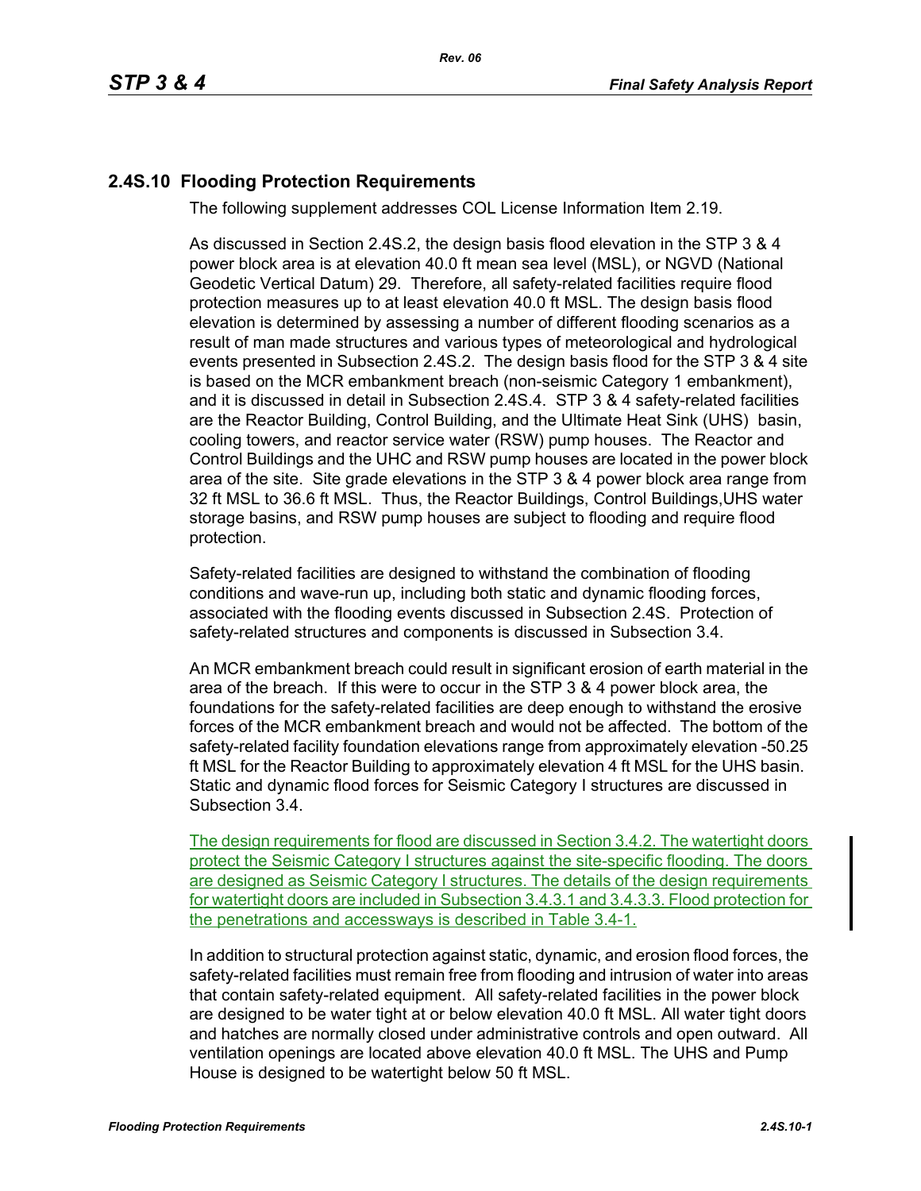## 2.4S.10 Flooding Protection Requirements

The following supplement addresses COL License Information Item 2.19.

As discussed in Section 2.4S.2, the design basis flood elevation in the STP 3 & 4 power block area is at elevation 40.0 ft mean sea level (MSL), or NGVD (National Geodetic Vertical Datum) 29. Therefore, all safety-related facilities require flood protection measures up to at least elevation 40.0 ft MSL. The design basis flood elevation is determined by assessing a number of different flooding scenarios as a result of man made structures and various types of meteorological and hydrological events presented in Subsection 2.4S.2. The design basis flood for the STP 3 & 4 site is based on the MCR embankment breach (non-seismic Category 1 embankment), and it is discussed in detail in Subsection 2.4S.4. STP 3 & 4 safety-related facilities are the Reactor Building, Control Building, and the Ultimate Heat Sink (UHS) basin, cooling towers, and reactor service water (RSW) pump houses. The Reactor and Control Buildings and the UHC and RSW pump houses are located in the power block area of the site. Site grade elevations in the STP 3 & 4 power block area range from 32 ft MSL to 36.6 ft MSL. Thus, the Reactor Buildings, Control Buildings,UHS water storage basins, and RSW pump houses are subject to flooding and require flood protection.

Safety-related facilities are designed to withstand the combination of flooding conditions and wave-run up, including both static and dynamic flooding forces, associated with the flooding events discussed in Subsection 2.4S. Protection of safety-related structures and components is discussed in Subsection 3.4.

An MCR embankment breach could result in significant erosion of earth material in the area of the breach. If this were to occur in the STP 3 & 4 power block area, the foundations for the safety-related facilities are deep enough to withstand the erosive forces of the MCR embankment breach and would not be affected. The bottom of the safety-related facility foundation elevations range from approximately elevation -50.25 ft MSL for the Reactor Building to approximately elevation 4 ft MSL for the UHS basin. Static and dynamic flood forces for Seismic Category I structures are discussed in Subsection 3.4.

The design requirements for flood are discussed in Section 3.4.2. The watertight doors protect the Seismic Category I structures against the site-specific flooding. The doors are designed as Seismic Category I structures. The details of the design requirements for watertight doors are included in Subsection 3.4.3.1 and 3.4.3.3. Flood protection for the penetrations and accessways is described in Table 3.4-1.

In addition to structural protection against static, dynamic, and erosion flood forces, the safety-related facilities must remain free from flooding and intrusion of water into areas that contain safety-related equipment. All safety-related facilities in the power block are designed to be water tight at or below elevation 40.0 ft MSL. All water tight doors and hatches are normally closed under administrative controls and open outward. All ventilation openings are located above elevation 40.0 ft MSL. The UHS and Pump House is designed to be watertight below 50 ft MSL.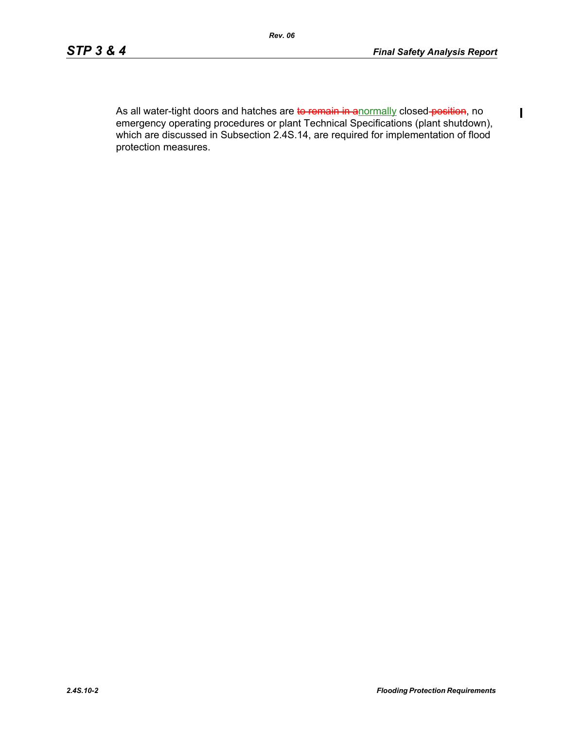As all water-tight doors and hatches are ~~to remain in a~~normally closed~~ position~~, no emergency operating procedures or plant Technical Specifications (plant shutdown), which are discussed in Subsection 2.4S.14, are required for implementation of flood protection measures.